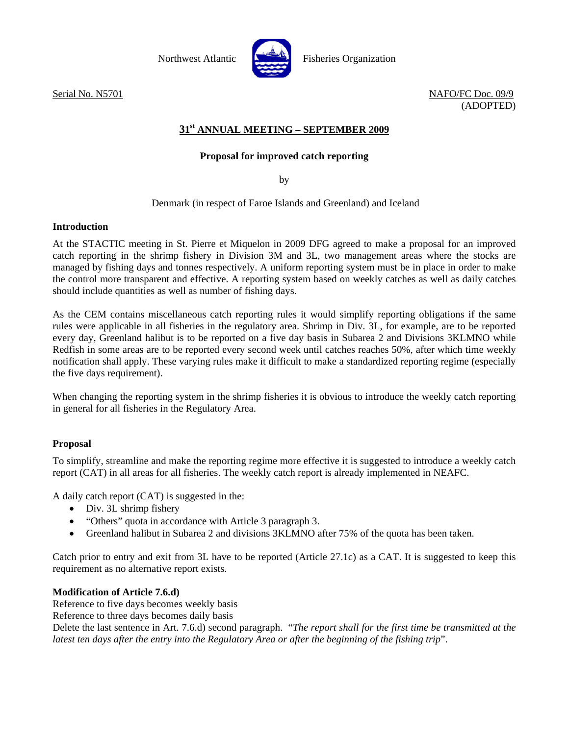Northwest Atlantic Fisheries Organization

Serial No. N5701

NAFO/FC Doc. 09/9
(ADOPTED)

## 31st ANNUAL MEETING – SEPTEMBER 2009

### Proposal for improved catch reporting

by

Denmark (in respect of Faroe Islands and Greenland) and Iceland

**Introduction**

At the STACTIC meeting in St. Pierre et Miquelon in 2009 DFG agreed to make a proposal for an improved catch reporting in the shrimp fishery in Division 3M and 3L, two management areas where the stocks are managed by fishing days and tonnes respectively. A uniform reporting system must be in place in order to make the control more transparent and effective. A reporting system based on weekly catches as well as daily catches should include quantities as well as number of fishing days.

As the CEM contains miscellaneous catch reporting rules it would simplify reporting obligations if the same rules were applicable in all fisheries in the regulatory area. Shrimp in Div. 3L, for example, are to be reported every day, Greenland halibut is to be reported on a five day basis in Subarea 2 and Divisions 3KLMNO while Redfish in some areas are to be reported every second week until catches reaches 50%, after which time weekly notification shall apply. These varying rules make it difficult to make a standardized reporting regime (especially the five days requirement).

When changing the reporting system in the shrimp fisheries it is obvious to introduce the weekly catch reporting in general for all fisheries in the Regulatory Area.

**Proposal**

To simplify, streamline and make the reporting regime more effective it is suggested to introduce a weekly catch report (CAT) in all areas for all fisheries. The weekly catch report is already implemented in NEAFC.

A daily catch report (CAT) is suggested in the:

- Div. 3L shrimp fishery
- "Others" quota in accordance with Article 3 paragraph 3.
- Greenland halibut in Subarea 2 and divisions 3KLMNO after 75% of the quota has been taken.

Catch prior to entry and exit from 3L have to be reported (Article 27.1c) as a CAT. It is suggested to keep this requirement as no alternative report exists.

**Modification of Article 7.6.d)**

Reference to five days becomes weekly basis
Reference to three days becomes daily basis
Delete the last sentence in Art. 7.6.d) second paragraph. "*The report shall for the first time be transmitted at the latest ten days after the entry into the Regulatory Area or after the beginning of the fishing trip*".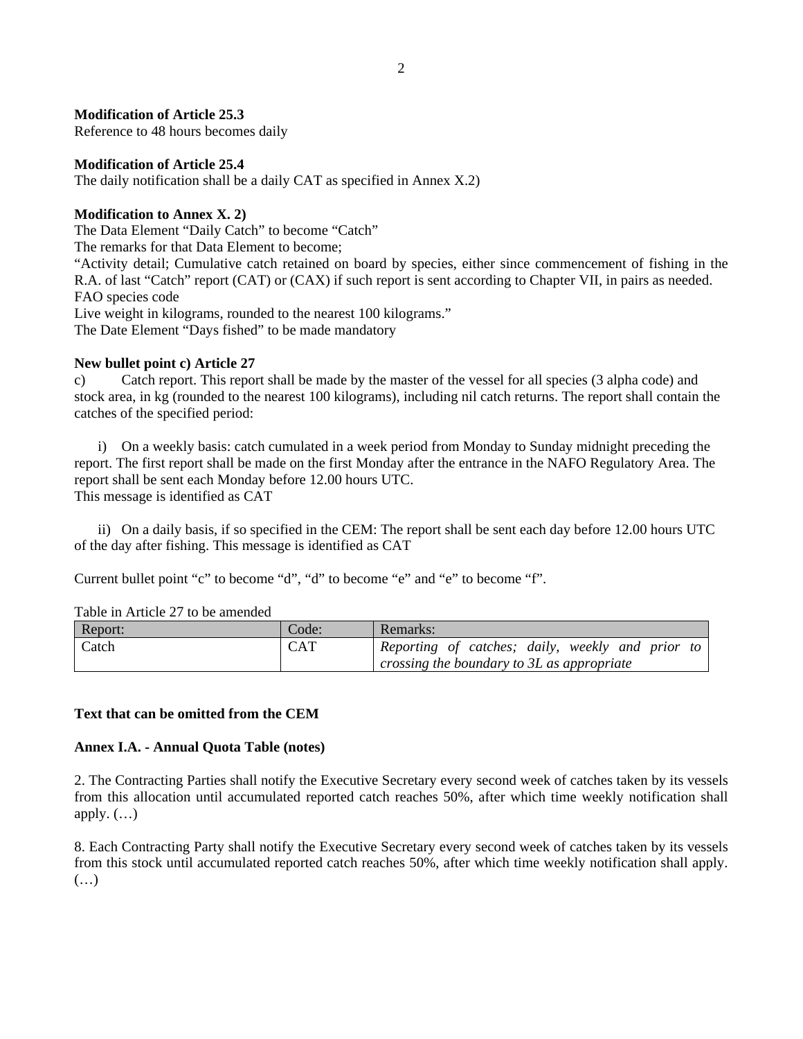**Modification of Article 25.3**
Reference to 48 hours becomes daily

**Modification of Article 25.4**
The daily notification shall be a daily CAT as specified in Annex X.2)

**Modification to Annex X. 2)**
The Data Element "Daily Catch" to become "Catch"
The remarks for that Data Element to become;
"Activity detail; Cumulative catch retained on board by species, either since commencement of fishing in the R.A. of last "Catch" report (CAT) or (CAX) if such report is sent according to Chapter VII, in pairs as needed.
FAO species code
Live weight in kilograms, rounded to the nearest 100 kilograms."
The Date Element "Days fished" to be made mandatory

**New bullet point c) Article 27**
c) Catch report. This report shall be made by the master of the vessel for all species (3 alpha code) and stock area, in kg (rounded to the nearest 100 kilograms), including nil catch returns. The report shall contain the catches of the specified period:

i) On a weekly basis: catch cumulated in a week period from Monday to Sunday midnight preceding the report. The first report shall be made on the first Monday after the entrance in the NAFO Regulatory Area. The report shall be sent each Monday before 12.00 hours UTC.
This message is identified as CAT

ii) On a daily basis, if so specified in the CEM: The report shall be sent each day before 12.00 hours UTC of the day after fishing. This message is identified as CAT

Current bullet point "c" to become "d", "d" to become "e" and "e" to become "f".

Table in Article 27 to be amended

| Report: | Code: | Remarks: |
|---|---|---|
| Catch | CAT | *Reporting of catches; daily, weekly and prior to crossing the boundary to 3L as appropriate* |

**Text that can be omitted from the CEM**

**Annex I.A. - Annual Quota Table (notes)**

2. The Contracting Parties shall notify the Executive Secretary every second week of catches taken by its vessels from this allocation until accumulated reported catch reaches 50%, after which time weekly notification shall apply. (…)

8. Each Contracting Party shall notify the Executive Secretary every second week of catches taken by its vessels from this stock until accumulated reported catch reaches 50%, after which time weekly notification shall apply. (…)